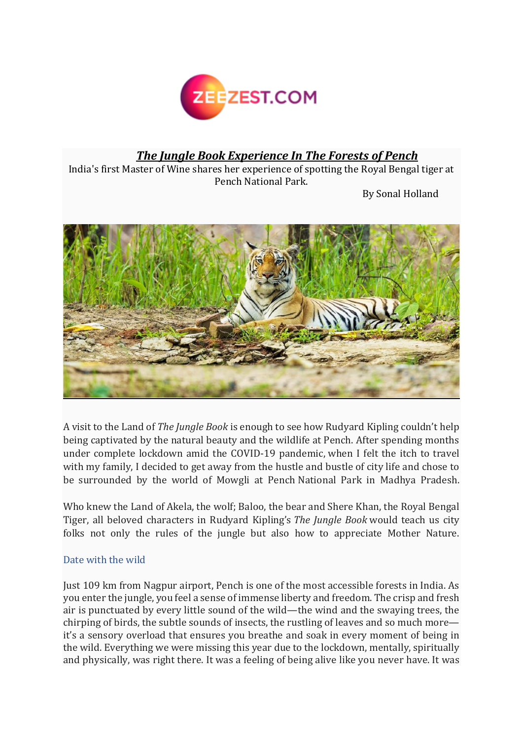ZEEZEST.COM

# ***The Jungle Book Experience In The Forests of Pench***

India's first Master of Wine shares her experience of spotting the Royal Bengal tiger at Pench National Park.

By Sonal Holland

A visit to the Land of *The Jungle Book* is enough to see how Rudyard Kipling couldn't help being captivated by the natural beauty and the wildlife at Pench. After spending months under complete lockdown amid the COVID-19 pandemic, when I felt the itch to travel with my family, I decided to get away from the hustle and bustle of city life and chose to be surrounded by the world of Mowgli at Pench National Park in Madhya Pradesh.

Who knew the Land of Akela, the wolf; Baloo, the bear and Shere Khan, the Royal Bengal Tiger, all beloved characters in Rudyard Kipling's *The Jungle Book* would teach us city folks not only the rules of the jungle but also how to appreciate Mother Nature.

## Date with the wild

Just 109 km from Nagpur airport, Pench is one of the most accessible forests in India. As you enter the jungle, you feel a sense of immense liberty and freedom. The crisp and fresh air is punctuated by every little sound of the wild—the wind and the swaying trees, the chirping of birds, the subtle sounds of insects, the rustling of leaves and so much more—it's a sensory overload that ensures you breathe and soak in every moment of being in the wild. Everything we were missing this year due to the lockdown, mentally, spiritually and physically, was right there. It was a feeling of being alive like you never have. It was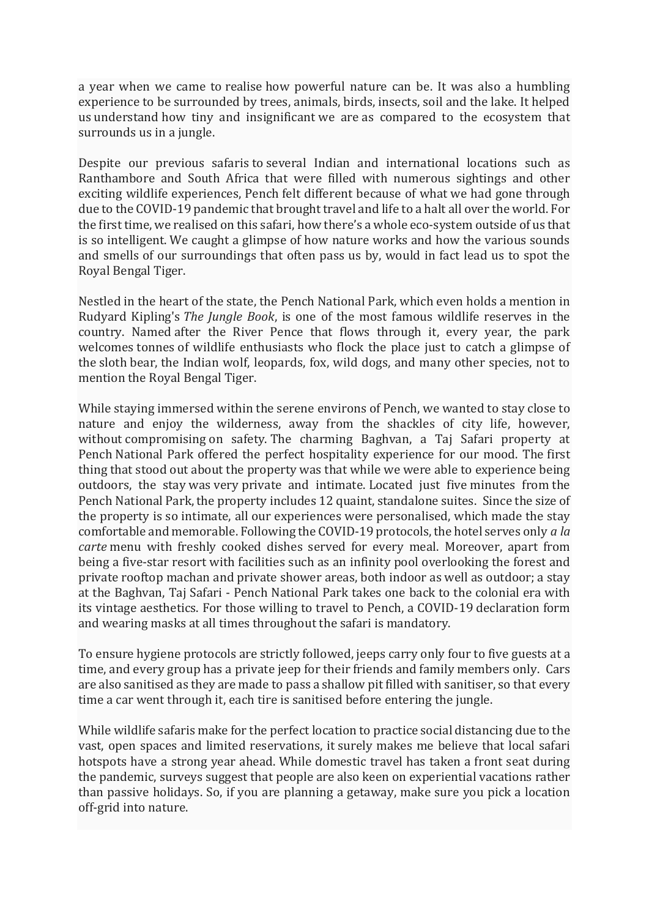a year when we came to realise how powerful nature can be. It was also a humbling experience to be surrounded by trees, animals, birds, insects, soil and the lake. It helped us understand how tiny and insignificant we are as compared to the ecosystem that surrounds us in a jungle.

Despite our previous safaris to several Indian and international locations such as Ranthambore and South Africa that were filled with numerous sightings and other exciting wildlife experiences, Pench felt different because of what we had gone through due to the COVID-19 pandemic that brought travel and life to a halt all over the world. For the first time, we realised on this safari, how there's a whole eco-system outside of us that is so intelligent. We caught a glimpse of how nature works and how the various sounds and smells of our surroundings that often pass us by, would in fact lead us to spot the Royal Bengal Tiger.

Nestled in the heart of the state, the Pench National Park, which even holds a mention in Rudyard Kipling's *The Jungle Book*, is one of the most famous wildlife reserves in the country. Named after the River Pence that flows through it, every year, the park welcomes tonnes of wildlife enthusiasts who flock the place just to catch a glimpse of the sloth bear, the Indian wolf, leopards, fox, wild dogs, and many other species, not to mention the Royal Bengal Tiger.

While staying immersed within the serene environs of Pench, we wanted to stay close to nature and enjoy the wilderness, away from the shackles of city life, however, without compromising on safety. The charming Baghvan, a Taj Safari property at Pench National Park offered the perfect hospitality experience for our mood. The first thing that stood out about the property was that while we were able to experience being outdoors, the stay was very private and intimate. Located just five minutes from the Pench National Park, the property includes 12 quaint, standalone suites. Since the size of the property is so intimate, all our experiences were personalised, which made the stay comfortable and memorable. Following the COVID-19 protocols, the hotel serves only *a la carte* menu with freshly cooked dishes served for every meal. Moreover, apart from being a five-star resort with facilities such as an infinity pool overlooking the forest and private rooftop machan and private shower areas, both indoor as well as outdoor; a stay at the Baghvan, Taj Safari - Pench National Park takes one back to the colonial era with its vintage aesthetics. For those willing to travel to Pench, a COVID-19 declaration form and wearing masks at all times throughout the safari is mandatory.

To ensure hygiene protocols are strictly followed, jeeps carry only four to five guests at a time, and every group has a private jeep for their friends and family members only. Cars are also sanitised as they are made to pass a shallow pit filled with sanitiser, so that every time a car went through it, each tire is sanitised before entering the jungle.

While wildlife safaris make for the perfect location to practice social distancing due to the vast, open spaces and limited reservations, it surely makes me believe that local safari hotspots have a strong year ahead. While domestic travel has taken a front seat during the pandemic, surveys suggest that people are also keen on experiential vacations rather than passive holidays. So, if you are planning a getaway, make sure you pick a location off-grid into nature.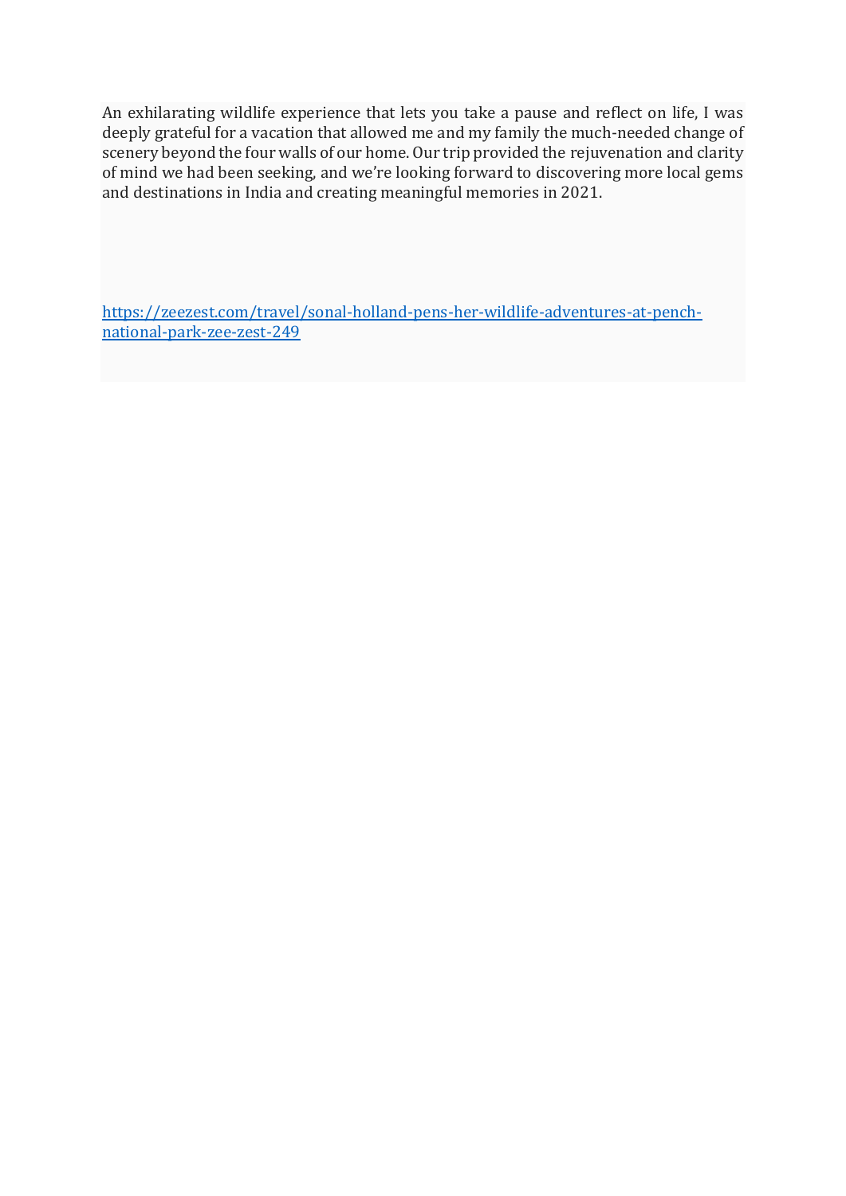An exhilarating wildlife experience that lets you take a pause and reflect on life, I was deeply grateful for a vacation that allowed me and my family the much-needed change of scenery beyond the four walls of our home. Our trip provided the rejuvenation and clarity of mind we had been seeking, and we're looking forward to discovering more local gems and destinations in India and creating meaningful memories in 2021.

[https://zeezest.com/travel/sonal-holland-pens-her-wildlife-adventures-at-pench-national-park-zee-zest-249](https://zeezest.com/travel/sonal-holland-pens-her-wildlife-adventures-at-pench-national-park-zee-zest-249)